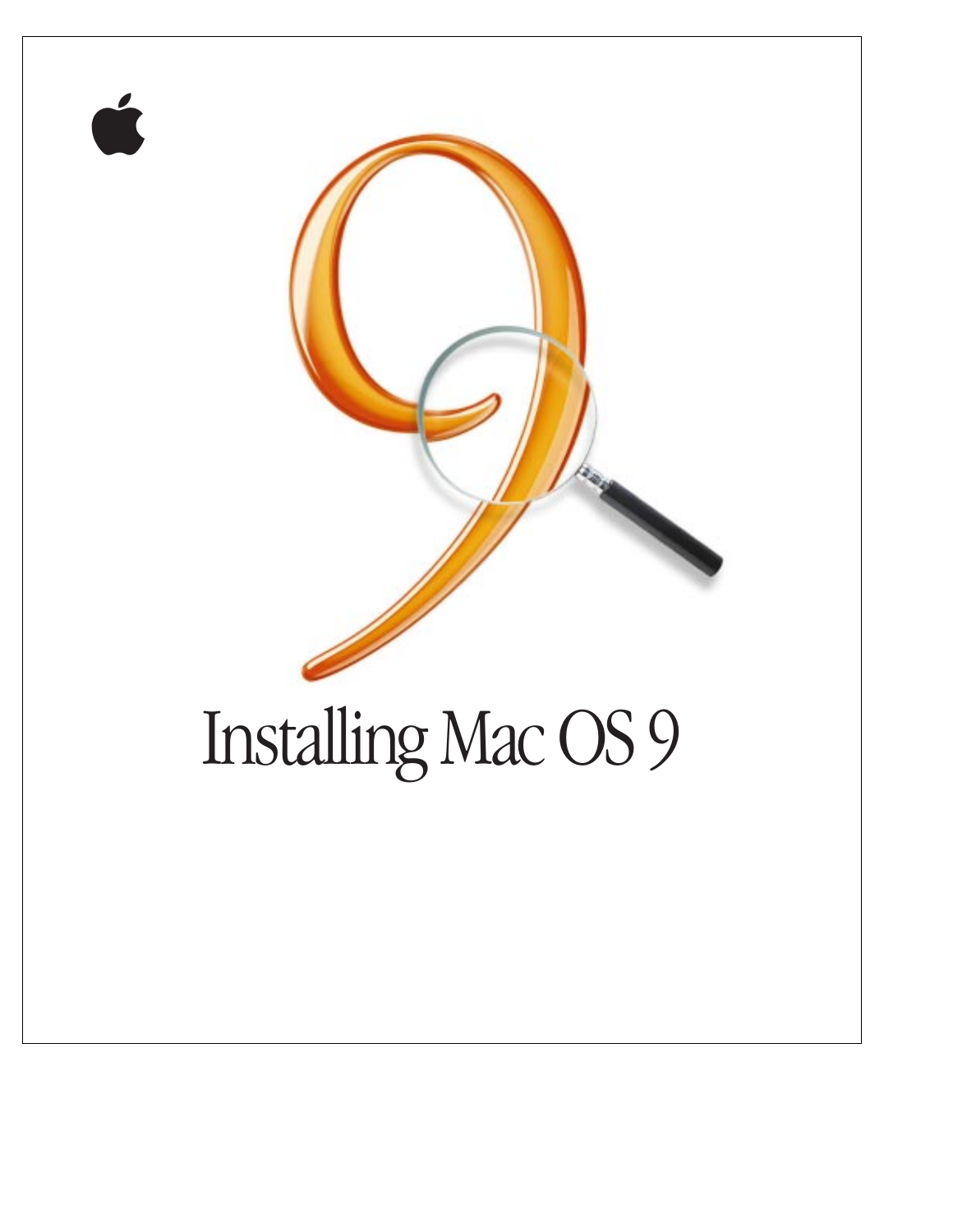# Installing Mac OS 9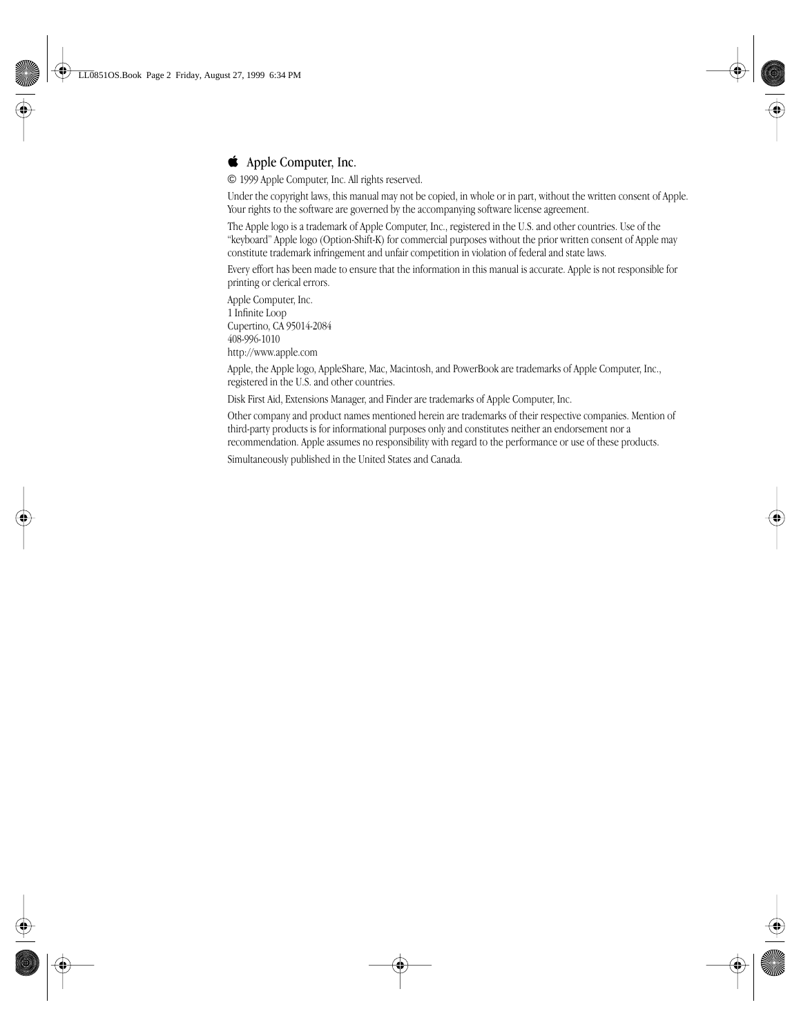#  Apple Computer, Inc.

© 1999 Apple Computer, Inc. All rights reserved.

Under the copyright laws, this manual may not be copied, in whole or in part, without the written consent of Apple. Your rights to the software are governed by the accompanying software license agreement.

The Apple logo is a trademark of Apple Computer, Inc., registered in the U.S. and other countries. Use of the "keyboard" Apple logo (Option-Shift-K) for commercial purposes without the prior written consent of Apple may constitute trademark infringement and unfair competition in violation of federal and state laws.

Every effort has been made to ensure that the information in this manual is accurate. Apple is not responsible for printing or clerical errors.

Apple Computer, Inc.
1 Infinite Loop
Cupertino, CA 95014-2084
408-996-1010
http://www.apple.com

Apple, the Apple logo, AppleShare, Mac, Macintosh, and PowerBook are trademarks of Apple Computer, Inc., registered in the U.S. and other countries.

Disk First Aid, Extensions Manager, and Finder are trademarks of Apple Computer, Inc.

Other company and product names mentioned herein are trademarks of their respective companies. Mention of third-party products is for informational purposes only and constitutes neither an endorsement nor a recommendation. Apple assumes no responsibility with regard to the performance or use of these products.

Simultaneously published in the United States and Canada.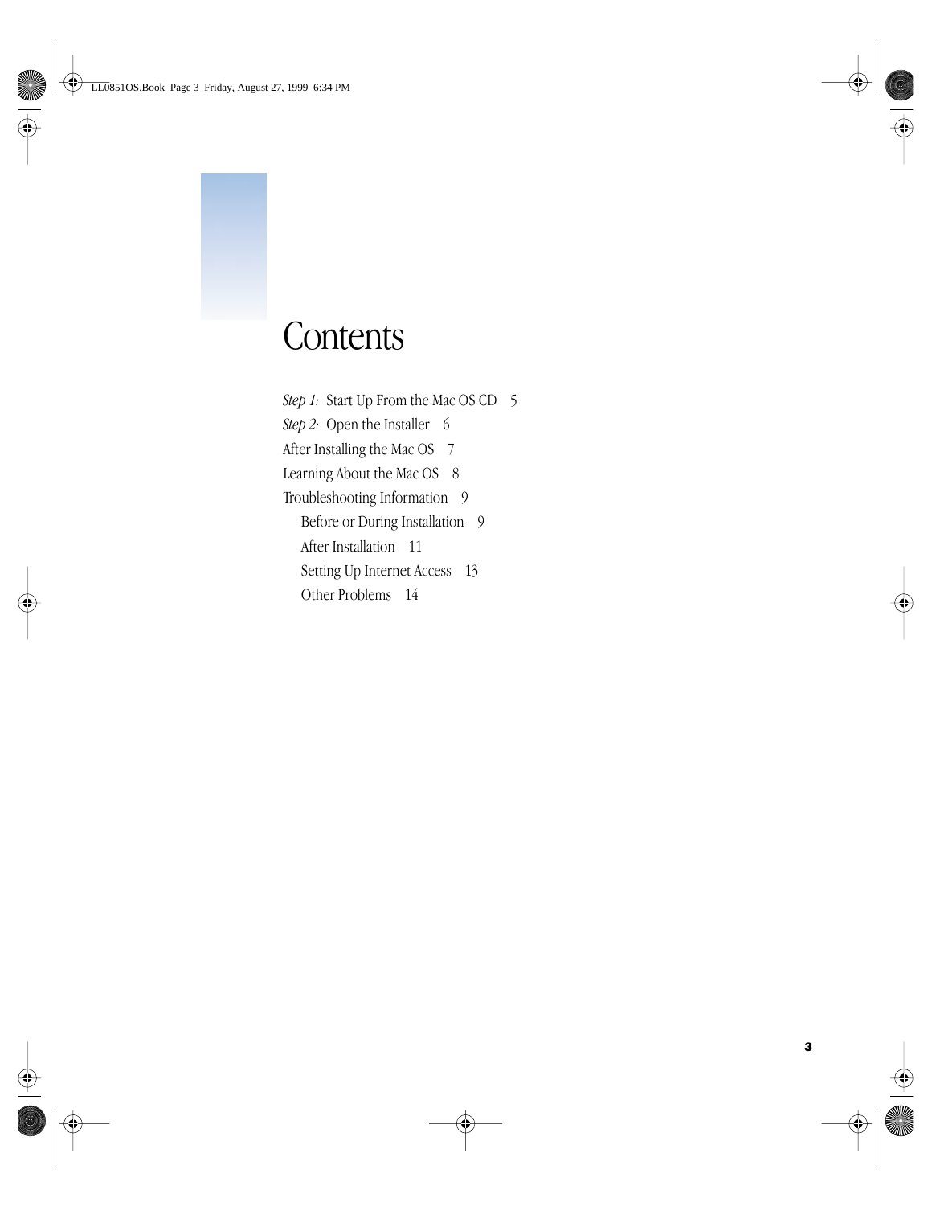# Contents

*Step 1:* Start Up From the Mac OS CD 5

*Step 2:* Open the Installer 6

After Installing the Mac OS 7

Learning About the Mac OS 8

Troubleshooting Information 9

- Before or During Installation 9
- After Installation 11
- Setting Up Internet Access 13
- Other Problems 14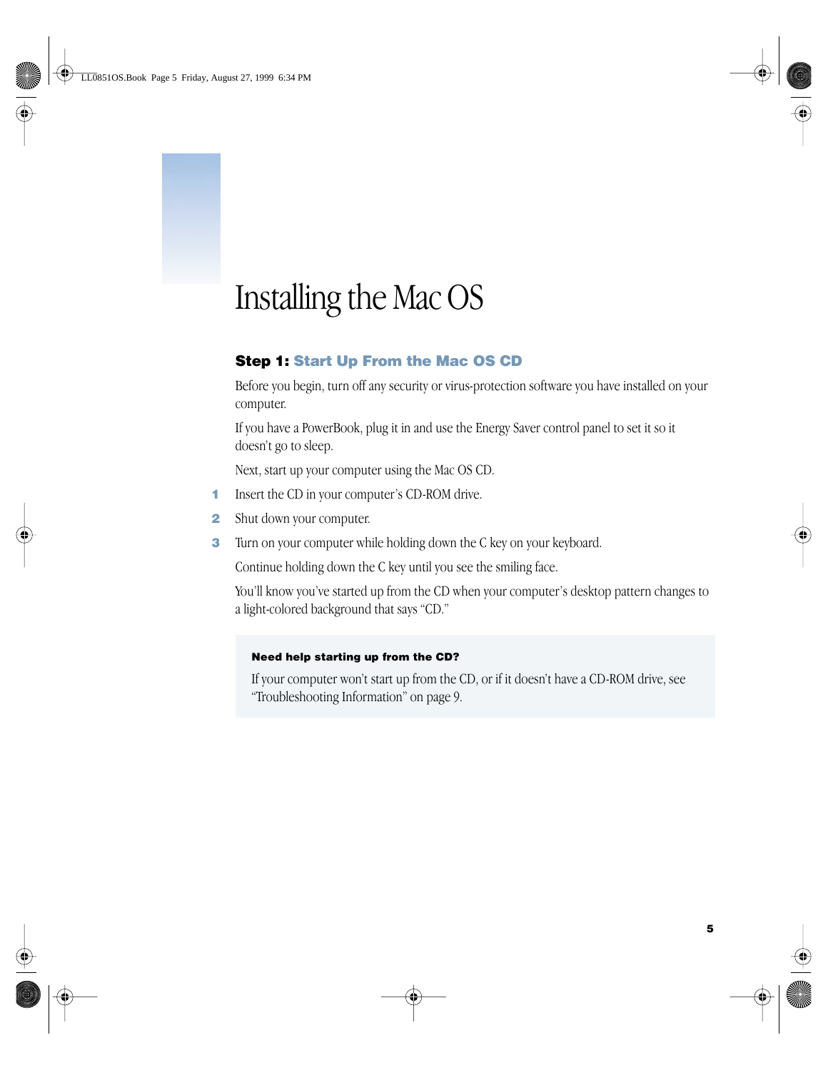# Installing the Mac OS

## Step 1: Start Up From the Mac OS CD

Before you begin, turn off any security or virus-protection software you have installed on your computer.

If you have a PowerBook, plug it in and use the Energy Saver control panel to set it so it doesn't go to sleep.

Next, start up your computer using the Mac OS CD.

1. Insert the CD in your computer's CD-ROM drive.
2. Shut down your computer.
3. Turn on your computer while holding down the C key on your keyboard.

   Continue holding down the C key until you see the smiling face.

   You'll know you've started up from the CD when your computer's desktop pattern changes to a light-colored background that says "CD."

**Need help starting up from the CD?**

If your computer won't start up from the CD, or if it doesn't have a CD-ROM drive, see "Troubleshooting Information" on page 9.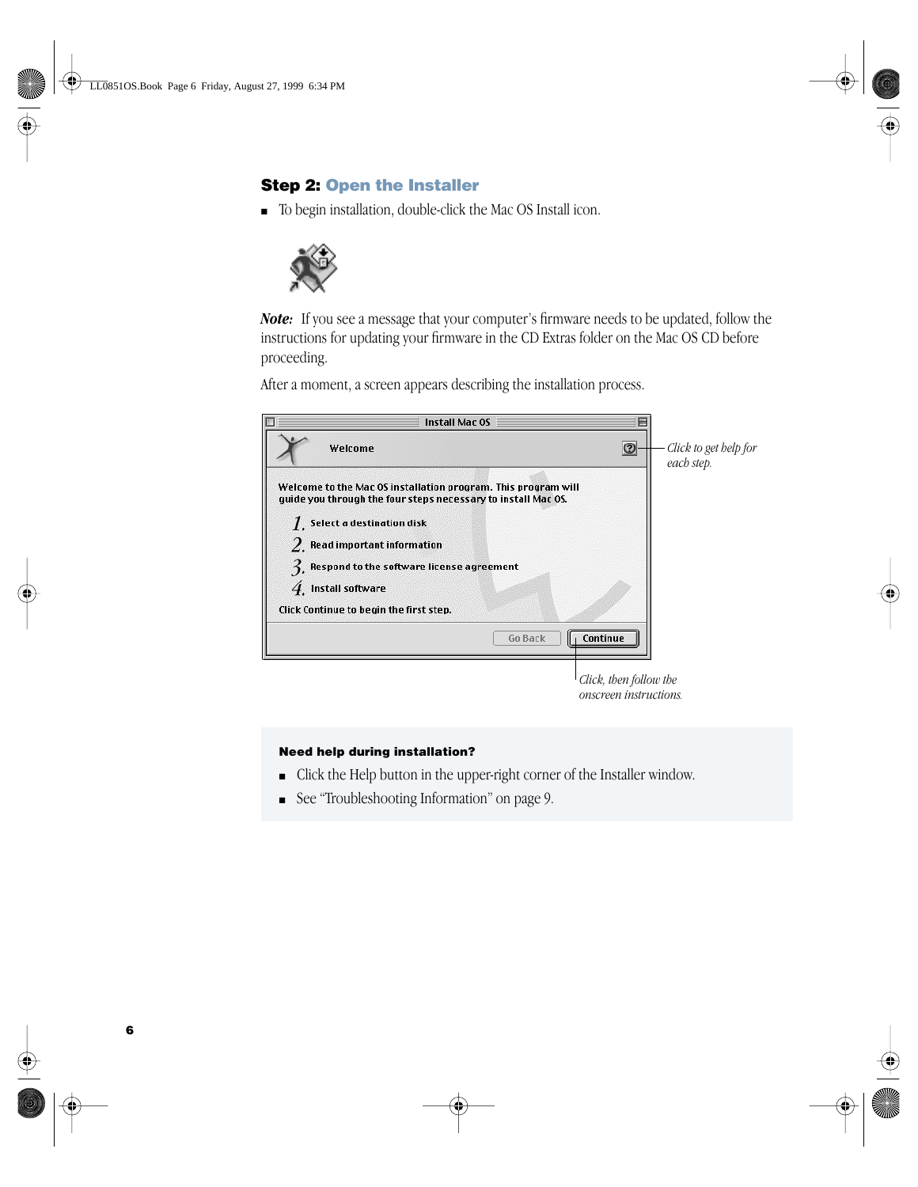## Step 2: Open the Installer

- To begin installation, double-click the Mac OS Install icon.

***Note:*** If you see a message that your computer's firmware needs to be updated, follow the instructions for updating your firmware in the CD Extras folder on the Mac OS CD before proceeding.

After a moment, a screen appears describing the installation process.

Install Mac OS

Welcome

Welcome to the Mac OS installation program. This program will guide you through the four steps necessary to install Mac OS.

1. Select a destination disk
2. Read important information
3. Respond to the software license agreement
4. Install software

Click Continue to begin the first step.

Go Back | Continue

*Click to get help for each step.*

*Click, then follow the onscreen instructions.*

**Need help during installation?**

- Click the Help button in the upper-right corner of the Installer window.
- See "Troubleshooting Information" on page 9.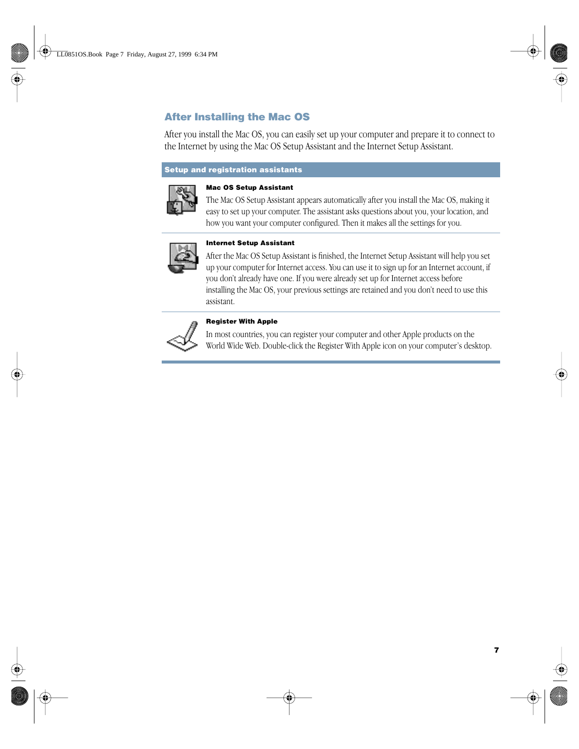## After Installing the Mac OS

After you install the Mac OS, you can easily set up your computer and prepare it to connect to the Internet by using the Mac OS Setup Assistant and the Internet Setup Assistant.

### Setup and registration assistants

**Mac OS Setup Assistant**

The Mac OS Setup Assistant appears automatically after you install the Mac OS, making it easy to set up your computer. The assistant asks questions about you, your location, and how you want your computer configured. Then it makes all the settings for you.

**Internet Setup Assistant**

After the Mac OS Setup Assistant is finished, the Internet Setup Assistant will help you set up your computer for Internet access. You can use it to sign up for an Internet account, if you don't already have one. If you were already set up for Internet access before installing the Mac OS, your previous settings are retained and you don't need to use this assistant.

**Register With Apple**

In most countries, you can register your computer and other Apple products on the World Wide Web. Double-click the Register With Apple icon on your computer's desktop.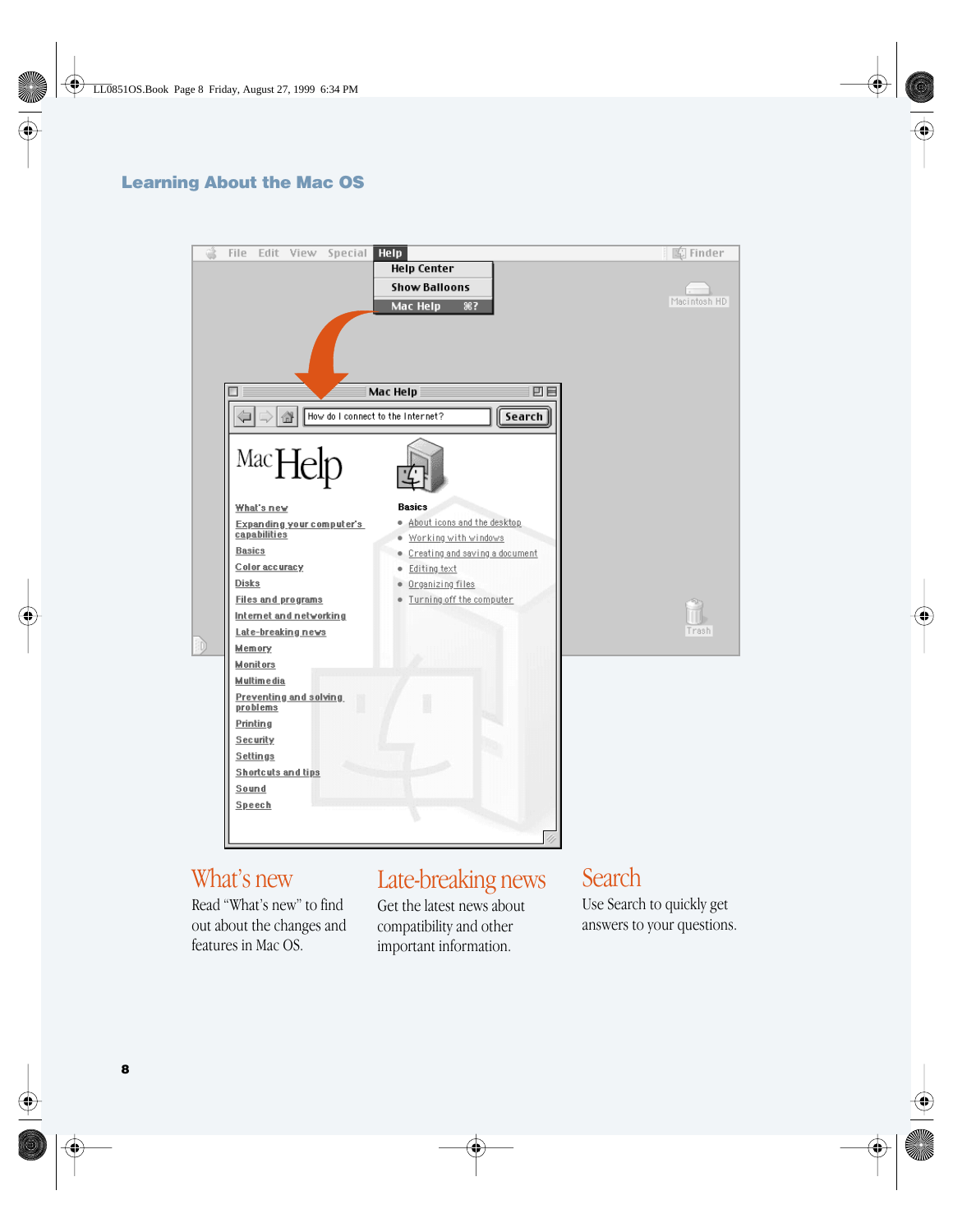# Learning About the Mac OS

## What's new

Read "What's new" to find out about the changes and features in Mac OS.

## Late-breaking news

Get the latest news about compatibility and other important information.

## Search

Use Search to quickly get answers to your questions.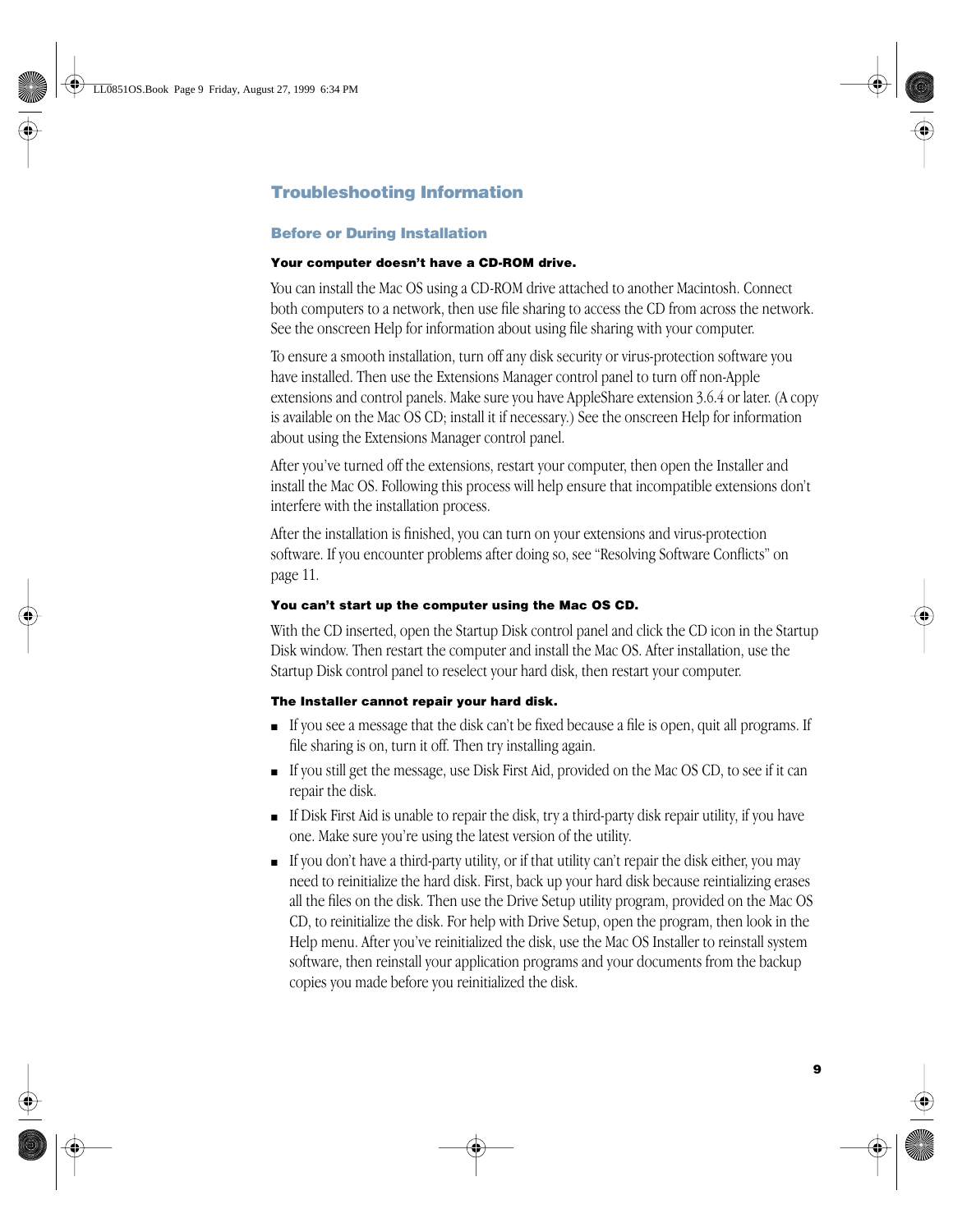## Troubleshooting Information

### Before or During Installation

**Your computer doesn't have a CD-ROM drive.**

You can install the Mac OS using a CD-ROM drive attached to another Macintosh. Connect both computers to a network, then use file sharing to access the CD from across the network. See the onscreen Help for information about using file sharing with your computer.

To ensure a smooth installation, turn off any disk security or virus-protection software you have installed. Then use the Extensions Manager control panel to turn off non-Apple extensions and control panels. Make sure you have AppleShare extension 3.6.4 or later. (A copy is available on the Mac OS CD; install it if necessary.) See the onscreen Help for information about using the Extensions Manager control panel.

After you've turned off the extensions, restart your computer, then open the Installer and install the Mac OS. Following this process will help ensure that incompatible extensions don't interfere with the installation process.

After the installation is finished, you can turn on your extensions and virus-protection software. If you encounter problems after doing so, see "Resolving Software Conflicts" on page 11.

**You can't start up the computer using the Mac OS CD.**

With the CD inserted, open the Startup Disk control panel and click the CD icon in the Startup Disk window. Then restart the computer and install the Mac OS. After installation, use the Startup Disk control panel to reselect your hard disk, then restart your computer.

**The Installer cannot repair your hard disk.**

- If you see a message that the disk can't be fixed because a file is open, quit all programs. If file sharing is on, turn it off. Then try installing again.
- If you still get the message, use Disk First Aid, provided on the Mac OS CD, to see if it can repair the disk.
- If Disk First Aid is unable to repair the disk, try a third-party disk repair utility, if you have one. Make sure you're using the latest version of the utility.
- If you don't have a third-party utility, or if that utility can't repair the disk either, you may need to reinitialize the hard disk. First, back up your hard disk because reintializing erases all the files on the disk. Then use the Drive Setup utility program, provided on the Mac OS CD, to reinitialize the disk. For help with Drive Setup, open the program, then look in the Help menu. After you've reinitialized the disk, use the Mac OS Installer to reinstall system software, then reinstall your application programs and your documents from the backup copies you made before you reinitialized the disk.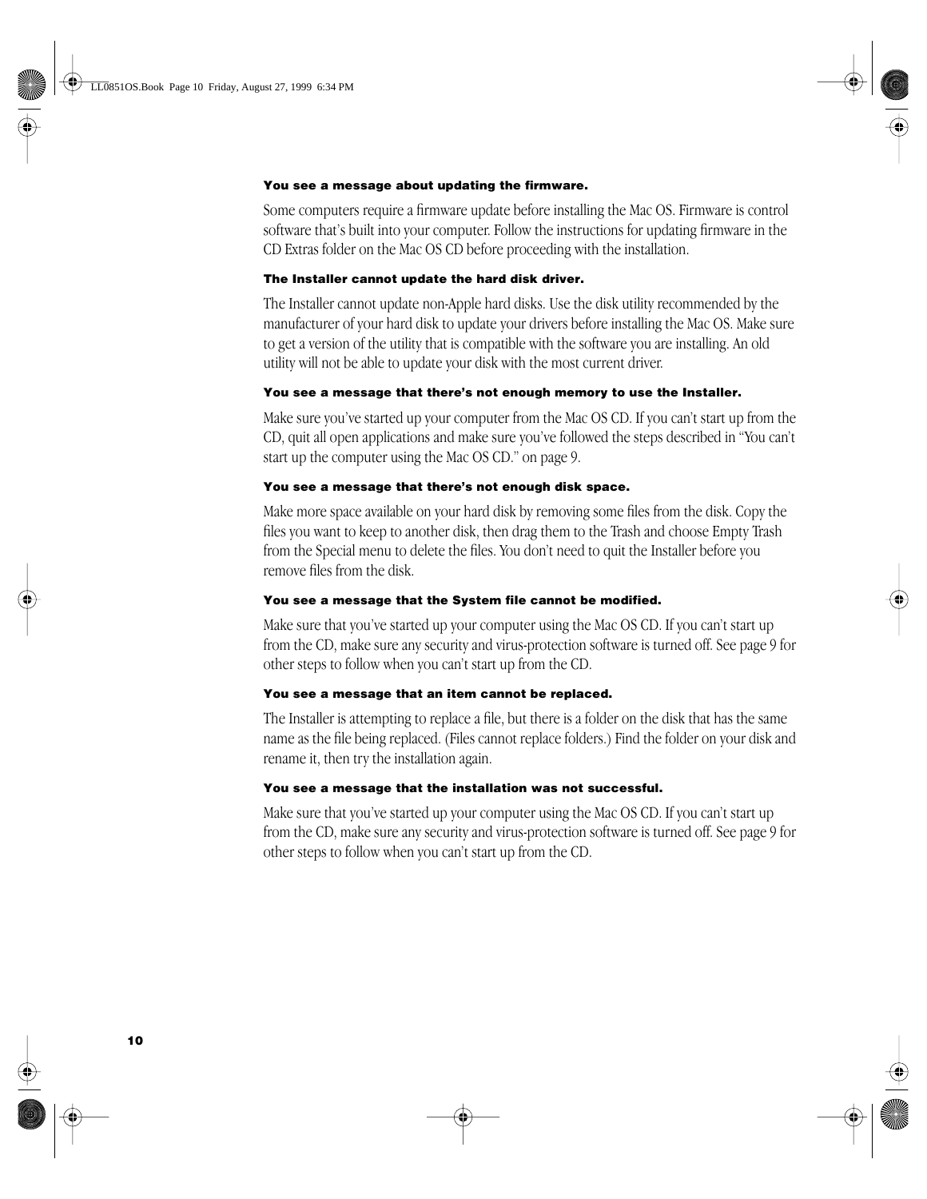**You see a message about updating the firmware.**

Some computers require a firmware update before installing the Mac OS. Firmware is control software that's built into your computer. Follow the instructions for updating firmware in the CD Extras folder on the Mac OS CD before proceeding with the installation.

**The Installer cannot update the hard disk driver.**

The Installer cannot update non-Apple hard disks. Use the disk utility recommended by the manufacturer of your hard disk to update your drivers before installing the Mac OS. Make sure to get a version of the utility that is compatible with the software you are installing. An old utility will not be able to update your disk with the most current driver.

**You see a message that there's not enough memory to use the Installer.**

Make sure you've started up your computer from the Mac OS CD. If you can't start up from the CD, quit all open applications and make sure you've followed the steps described in "You can't start up the computer using the Mac OS CD." on page 9.

**You see a message that there's not enough disk space.**

Make more space available on your hard disk by removing some files from the disk. Copy the files you want to keep to another disk, then drag them to the Trash and choose Empty Trash from the Special menu to delete the files. You don't need to quit the Installer before you remove files from the disk.

**You see a message that the System file cannot be modified.**

Make sure that you've started up your computer using the Mac OS CD. If you can't start up from the CD, make sure any security and virus-protection software is turned off. See page 9 for other steps to follow when you can't start up from the CD.

**You see a message that an item cannot be replaced.**

The Installer is attempting to replace a file, but there is a folder on the disk that has the same name as the file being replaced. (Files cannot replace folders.) Find the folder on your disk and rename it, then try the installation again.

**You see a message that the installation was not successful.**

Make sure that you've started up your computer using the Mac OS CD. If you can't start up from the CD, make sure any security and virus-protection software is turned off. See page 9 for other steps to follow when you can't start up from the CD.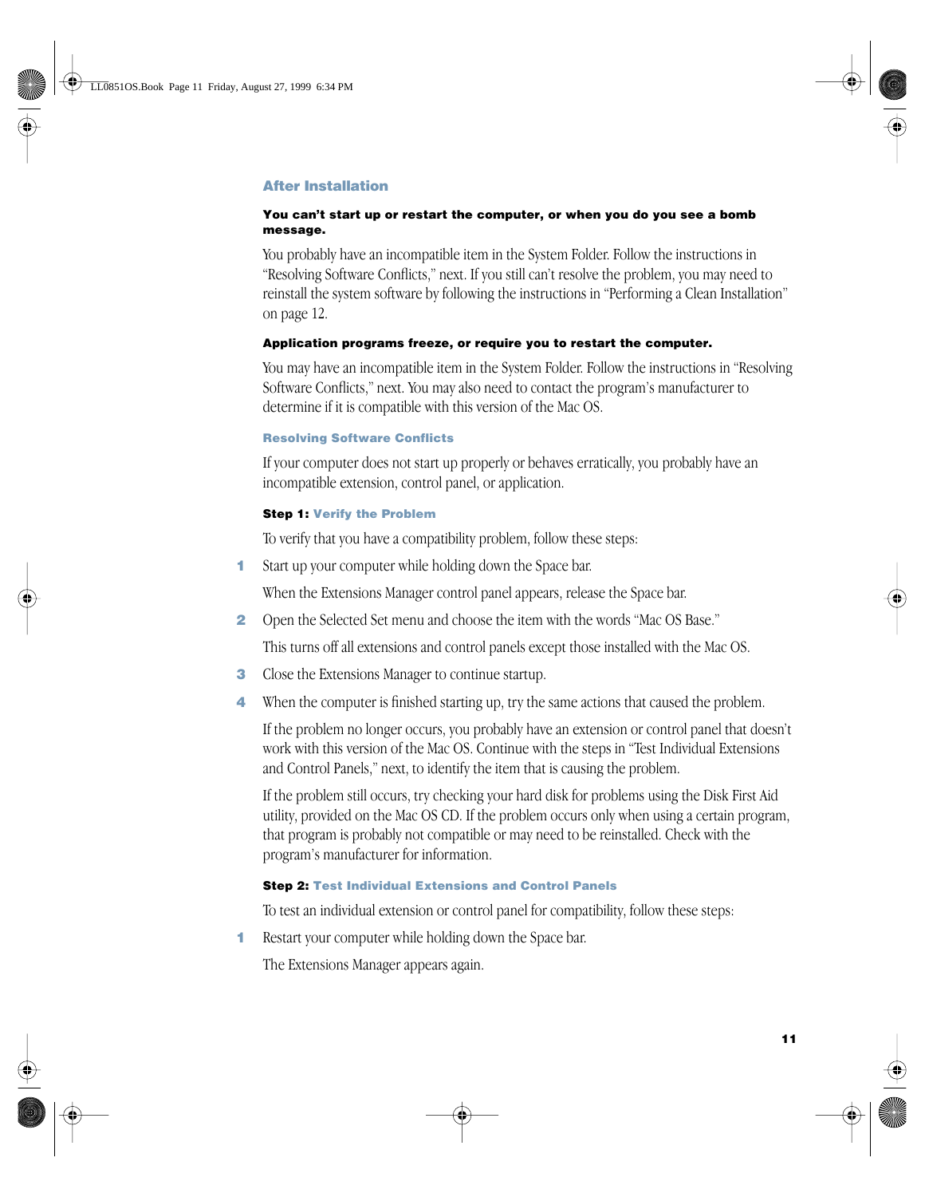## After Installation

**You can't start up or restart the computer, or when you do you see a bomb message.**

You probably have an incompatible item in the System Folder. Follow the instructions in "Resolving Software Conflicts," next. If you still can't resolve the problem, you may need to reinstall the system software by following the instructions in "Performing a Clean Installation" on page 12.

**Application programs freeze, or require you to restart the computer.**

You may have an incompatible item in the System Folder. Follow the instructions in "Resolving Software Conflicts," next. You may also need to contact the program's manufacturer to determine if it is compatible with this version of the Mac OS.

### Resolving Software Conflicts

If your computer does not start up properly or behaves erratically, you probably have an incompatible extension, control panel, or application.

#### Step 1: Verify the Problem

To verify that you have a compatibility problem, follow these steps:

1. Start up your computer while holding down the Space bar.

   When the Extensions Manager control panel appears, release the Space bar.

2. Open the Selected Set menu and choose the item with the words "Mac OS Base."

   This turns off all extensions and control panels except those installed with the Mac OS.

3. Close the Extensions Manager to continue startup.

4. When the computer is finished starting up, try the same actions that caused the problem.

   If the problem no longer occurs, you probably have an extension or control panel that doesn't work with this version of the Mac OS. Continue with the steps in "Test Individual Extensions and Control Panels," next, to identify the item that is causing the problem.

   If the problem still occurs, try checking your hard disk for problems using the Disk First Aid utility, provided on the Mac OS CD. If the problem occurs only when using a certain program, that program is probably not compatible or may need to be reinstalled. Check with the program's manufacturer for information.

#### Step 2: Test Individual Extensions and Control Panels

To test an individual extension or control panel for compatibility, follow these steps:

1. Restart your computer while holding down the Space bar.

   The Extensions Manager appears again.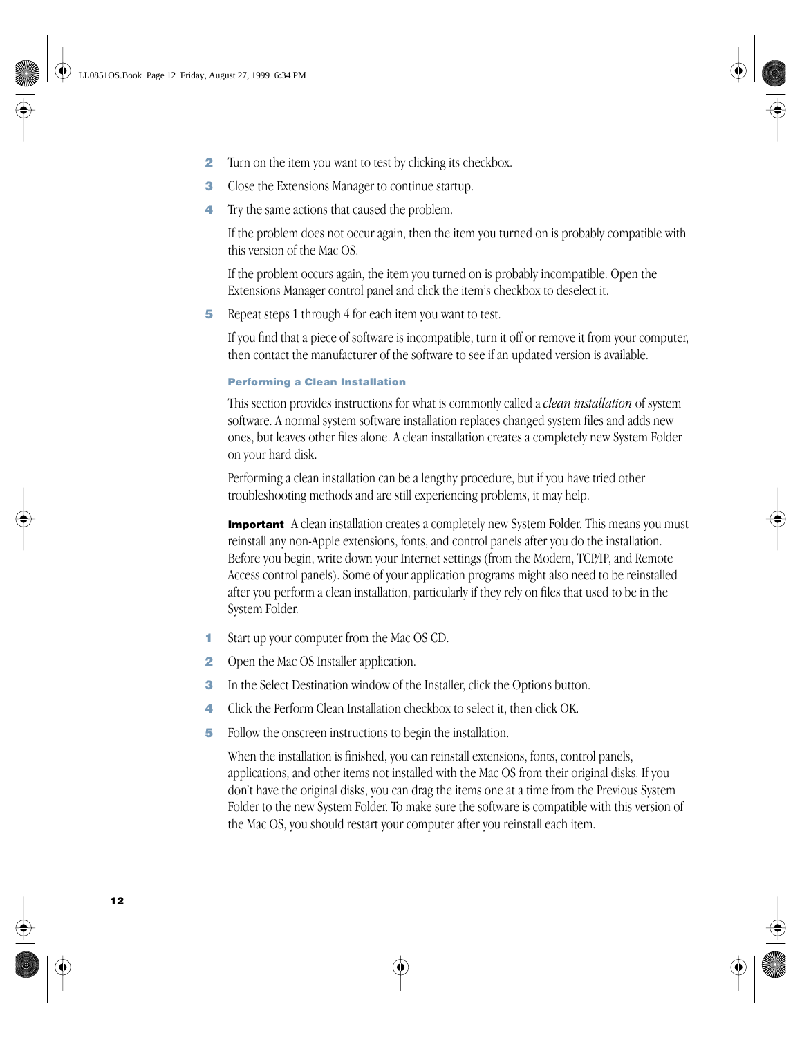2. Turn on the item you want to test by clicking its checkbox.
3. Close the Extensions Manager to continue startup.
4. Try the same actions that caused the problem.

   If the problem does not occur again, then the item you turned on is probably compatible with this version of the Mac OS.

   If the problem occurs again, the item you turned on is probably incompatible. Open the Extensions Manager control panel and click the item's checkbox to deselect it.
5. Repeat steps 1 through 4 for each item you want to test.

   If you find that a piece of software is incompatible, turn it off or remove it from your computer, then contact the manufacturer of the software to see if an updated version is available.

### Performing a Clean Installation

This section provides instructions for what is commonly called a *clean installation* of system software. A normal system software installation replaces changed system files and adds new ones, but leaves other files alone. A clean installation creates a completely new System Folder on your hard disk.

Performing a clean installation can be a lengthy procedure, but if you have tried other troubleshooting methods and are still experiencing problems, it may help.

**Important** A clean installation creates a completely new System Folder. This means you must reinstall any non-Apple extensions, fonts, and control panels after you do the installation. Before you begin, write down your Internet settings (from the Modem, TCP/IP, and Remote Access control panels). Some of your application programs might also need to be reinstalled after you perform a clean installation, particularly if they rely on files that used to be in the System Folder.

1. Start up your computer from the Mac OS CD.
2. Open the Mac OS Installer application.
3. In the Select Destination window of the Installer, click the Options button.
4. Click the Perform Clean Installation checkbox to select it, then click OK.
5. Follow the onscreen instructions to begin the installation.

   When the installation is finished, you can reinstall extensions, fonts, control panels, applications, and other items not installed with the Mac OS from their original disks. If you don't have the original disks, you can drag the items one at a time from the Previous System Folder to the new System Folder. To make sure the software is compatible with this version of the Mac OS, you should restart your computer after you reinstall each item.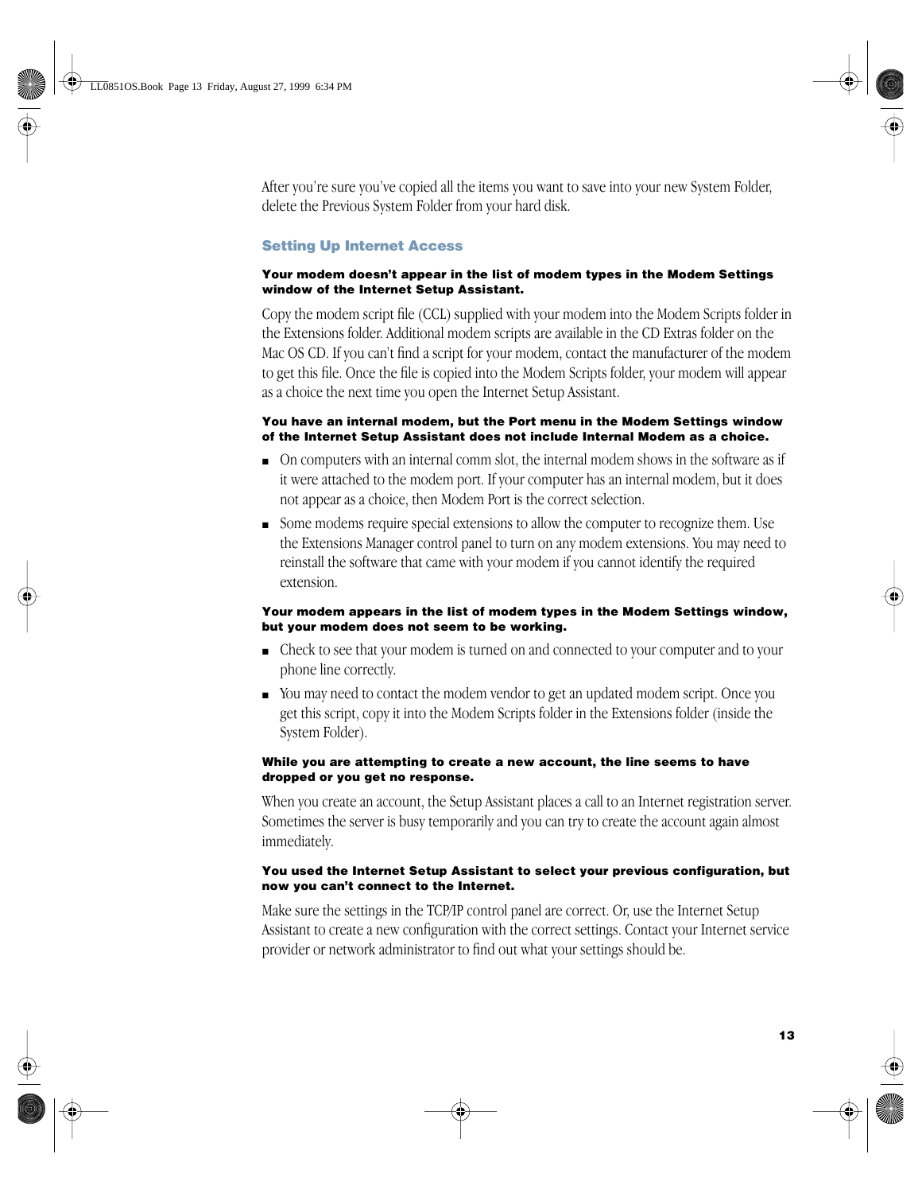After you're sure you've copied all the items you want to save into your new System Folder, delete the Previous System Folder from your hard disk.

## Setting Up Internet Access

**Your modem doesn't appear in the list of modem types in the Modem Settings window of the Internet Setup Assistant.**

Copy the modem script file (CCL) supplied with your modem into the Modem Scripts folder in the Extensions folder. Additional modem scripts are available in the CD Extras folder on the Mac OS CD. If you can't find a script for your modem, contact the manufacturer of the modem to get this file. Once the file is copied into the Modem Scripts folder, your modem will appear as a choice the next time you open the Internet Setup Assistant.

**You have an internal modem, but the Port menu in the Modem Settings window of the Internet Setup Assistant does not include Internal Modem as a choice.**

- On computers with an internal comm slot, the internal modem shows in the software as if it were attached to the modem port. If your computer has an internal modem, but it does not appear as a choice, then Modem Port is the correct selection.
- Some modems require special extensions to allow the computer to recognize them. Use the Extensions Manager control panel to turn on any modem extensions. You may need to reinstall the software that came with your modem if you cannot identify the required extension.

**Your modem appears in the list of modem types in the Modem Settings window, but your modem does not seem to be working.**

- Check to see that your modem is turned on and connected to your computer and to your phone line correctly.
- You may need to contact the modem vendor to get an updated modem script. Once you get this script, copy it into the Modem Scripts folder in the Extensions folder (inside the System Folder).

**While you are attempting to create a new account, the line seems to have dropped or you get no response.**

When you create an account, the Setup Assistant places a call to an Internet registration server. Sometimes the server is busy temporarily and you can try to create the account again almost immediately.

**You used the Internet Setup Assistant to select your previous configuration, but now you can't connect to the Internet.**

Make sure the settings in the TCP/IP control panel are correct. Or, use the Internet Setup Assistant to create a new configuration with the correct settings. Contact your Internet service provider or network administrator to find out what your settings should be.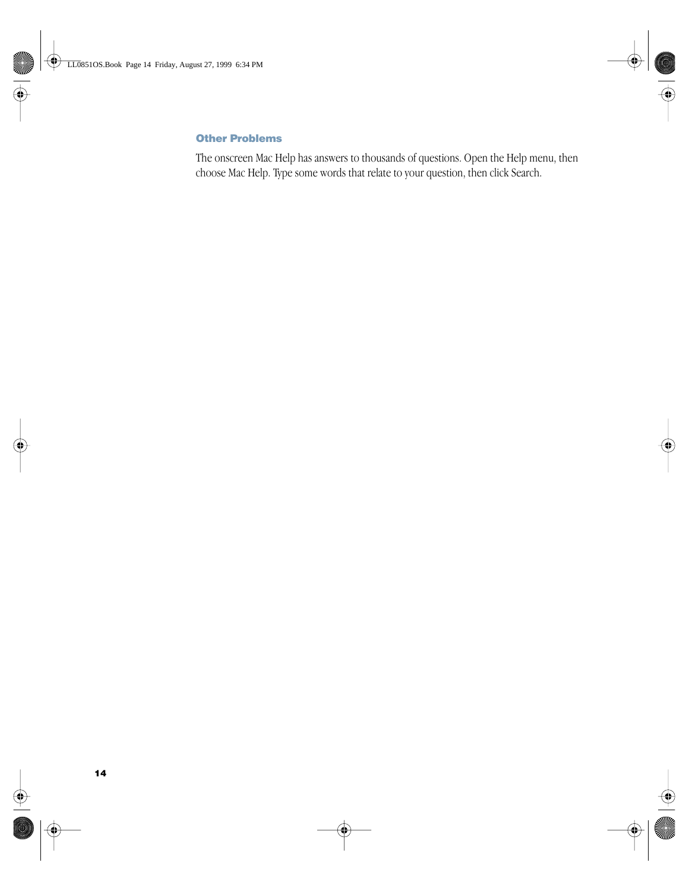### Other Problems

The onscreen Mac Help has answers to thousands of questions. Open the Help menu, then choose Mac Help. Type some words that relate to your question, then click Search.